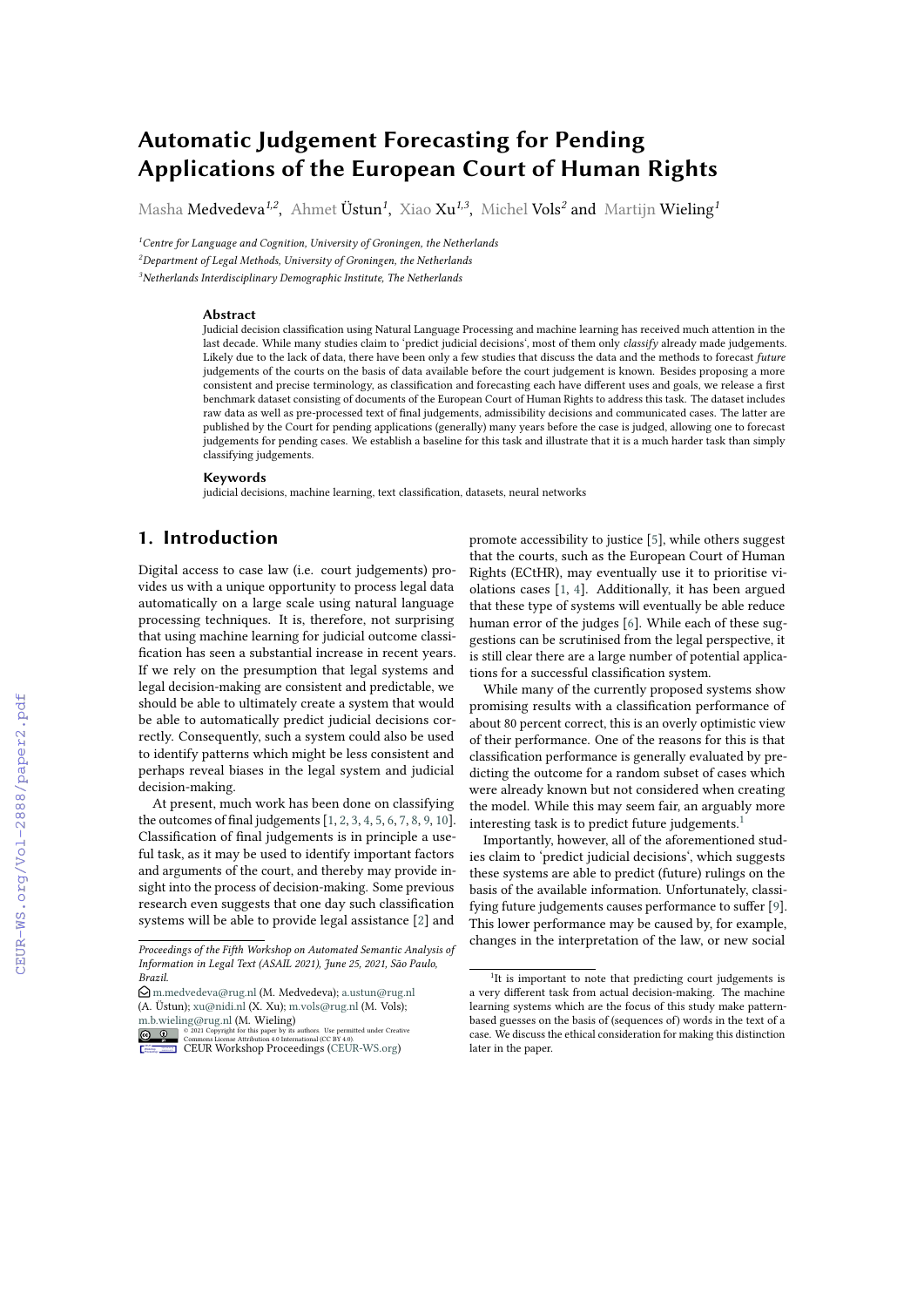# Automatic Judgement Forecasting for Pending Applications of the European Court of Human Rights

Masha Medvedeva[1,2], Ahmet Üstün[1], Xiao Xu[1,3], Michel Vols[2] and Martijn Wieling[1]

[1]Centre for Language and Cognition, University of Groningen, the Netherlands
[2]Department of Legal Methods, University of Groningen, the Netherlands
[3]Netherlands Interdisciplinary Demographic Institute, The Netherlands

### Abstract

Judicial decision classification using Natural Language Processing and machine learning has received much attention in the last decade. While many studies claim to 'predict judicial decisions', most of them only *classify* already made judgements. Likely due to the lack of data, there have been only a few studies that discuss the data and the methods to forecast *future* judgements of the courts on the basis of data available before the court judgement is known. Besides proposing a more consistent and precise terminology, as classification and forecasting each have different uses and goals, we release a first benchmark dataset consisting of documents of the European Court of Human Rights to address this task. The dataset includes raw data as well as pre-processed text of final judgements, admissibility decisions and communicated cases. The latter are published by the Court for pending applications (generally) many years before the case is judged, allowing one to forecast judgements for pending cases. We establish a baseline for this task and illustrate that it is a much harder task than simply classifying judgements.

### Keywords

judicial decisions, machine learning, text classification, datasets, neural networks

## 1. Introduction

Digital access to case law (i.e. court judgements) provides us with a unique opportunity to process legal data automatically on a large scale using natural language processing techniques. It is, therefore, not surprising that using machine learning for judicial outcome classification has seen a substantial increase in recent years. If we rely on the presumption that legal systems and legal decision-making are consistent and predictable, we should be able to ultimately create a system that would be able to automatically predict judicial decisions correctly. Consequently, such a system could also be used to identify patterns which might be less consistent and perhaps reveal biases in the legal system and judicial decision-making.

At present, much work has been done on classifying the outcomes of final judgements [1, 2, 3, 4, 5, 6, 7, 8, 9, 10]. Classification of final judgements is in principle a useful task, as it may be used to identify important factors and arguments of the court, and thereby may provide insight into the process of decision-making. Some previous research even suggests that one day such classification systems will be able to provide legal assistance [2] and promote accessibility to justice [5], while others suggest that the courts, such as the European Court of Human Rights (ECtHR), may eventually use it to prioritise violations cases [1, 4]. Additionally, it has been argued that these type of systems will eventually be able reduce human error of the judges [6]. While each of these suggestions can be scrutinised from the legal perspective, it is still clear there are a large number of potential applications for a successful classification system.

While many of the currently proposed systems show promising results with a classification performance of about 80 percent correct, this is an overly optimistic view of their performance. One of the reasons for this is that classification performance is generally evaluated by predicting the outcome for a random subset of cases which were already known but not considered when creating the model. While this may seem fair, an arguably more interesting task is to predict future judgements.[1]

Importantly, however, all of the aforementioned studies claim to 'predict judicial decisions', which suggests these systems are able to predict (future) rulings on the basis of the available information. Unfortunately, classifying future judgements causes performance to suffer [9]. This lower performance may be caused by, for example, changes in the interpretation of the law, or new social

---

Proceedings of the Fifth Workshop on Automated Semantic Analysis of Information in Legal Text (ASAIL 2021), June 25, 2021, São Paulo, Brazil.
m.medvedeva@rug.nl (M. Medvedeva); a.ustun@rug.nl (A. Üstün); xu@nidi.nl (X. Xu); m.vols@rug.nl (M. Vols); m.b.wieling@rug.nl (M. Wieling)
© 2021 Copyright for this paper by its authors. Use permitted under Creative Commons License Attribution 4.0 International (CC BY 4.0).
CEUR Workshop Proceedings (CEUR-WS.org)

[1]It is important to note that predicting court judgements is a very different task from actual decision-making. The machine learning systems which are the focus of this study make pattern-based guesses on the basis of (sequences of) words in the text of a case. We discuss the ethical consideration for making this distinction later in the paper.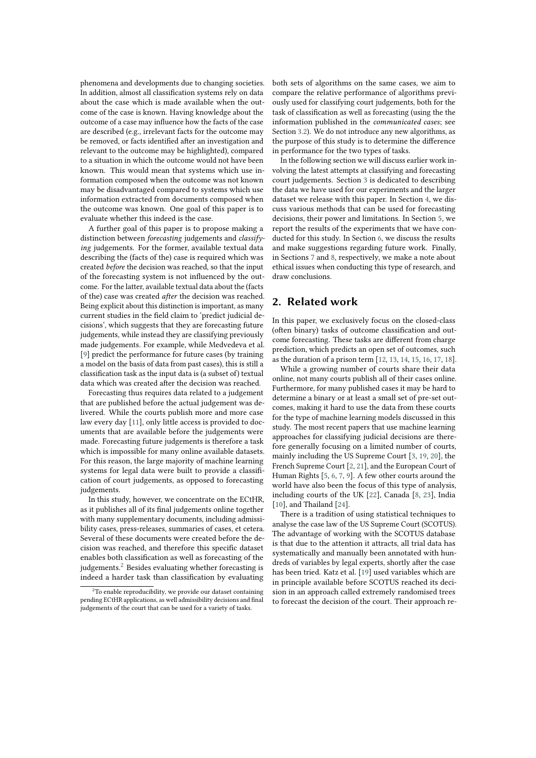phenomena and developments due to changing societies. In addition, almost all classification systems rely on data about the case which is made available when the outcome of the case is known. Having knowledge about the outcome of a case may influence how the facts of the case are described (e.g., irrelevant facts for the outcome may be removed, or facts identified after an investigation and relevant to the outcome may be highlighted), compared to a situation in which the outcome would not have been known. This would mean that systems which use information composed when the outcome was not known may be disadvantaged compared to systems which use information extracted from documents composed when the outcome was known. One goal of this paper is to evaluate whether this indeed is the case.

A further goal of this paper is to propose making a distinction between *forecasting* judgements and *classifying* judgements. For the former, available textual data describing the (facts of the) case is required which was created *before* the decision was reached, so that the input of the forecasting system is not influenced by the outcome. For the latter, available textual data about the (facts of the) case was created *after* the decision was reached. Being explicit about this distinction is important, as many current studies in the field claim to 'predict judicial decisions', which suggests that they are forecasting future judgements, while instead they are classifying previously made judgements. For example, while Medvedeva et al. [9] predict the performance for future cases (by training a model on the basis of data from past cases), this is still a classification task as the input data is (a subset of) textual data which was created after the decision was reached.

Forecasting thus requires data related to a judgement that are published before the actual judgement was delivered. While the courts publish more and more case law every day [11], only little access is provided to documents that are available before the judgements were made. Forecasting future judgements is therefore a task which is impossible for many online available datasets. For this reason, the large majority of machine learning systems for legal data were built to provide a classification of court judgements, as opposed to forecasting judgements.

In this study, however, we concentrate on the ECtHR, as it publishes all of its final judgements online together with many supplementary documents, including admissibility cases, press-releases, summaries of cases, et cetera. Several of these documents were created before the decision was reached, and therefore this specific dataset enables both classification as well as forecasting of the judgements.[2] Besides evaluating whether forecasting is indeed a harder task than classification by evaluating both sets of algorithms on the same cases, we aim to compare the relative performance of algorithms previously used for classifying court judgements, both for the task of classification as well as forecasting (using the the information published in the *communicated cases*; see Section 3.2). We do not introduce any new algorithms, as the purpose of this study is to determine the difference in performance for the two types of tasks.

In the following section we will discuss earlier work involving the latest attempts at classifying and forecasting court judgements. Section 3 is dedicated to describing the data we have used for our experiments and the larger dataset we release with this paper. In Section 4, we discuss various methods that can be used for forecasting decisions, their power and limitations. In Section 5, we report the results of the experiments that we have conducted for this study. In Section 6, we discuss the results and make suggestions regarding future work. Finally, in Sections 7 and 8, respectively, we make a note about ethical issues when conducting this type of research, and draw conclusions.

## 2. Related work

In this paper, we exclusively focus on the closed-class (often binary) tasks of outcome classification and outcome forecasting. These tasks are different from charge prediction, which predicts an open set of outcomes, such as the duration of a prison term [12, 13, 14, 15, 16, 17, 18].

While a growing number of courts share their data online, not many courts publish all of their cases online. Furthermore, for many published cases it may be hard to determine a binary or at least a small set of pre-set outcomes, making it hard to use the data from these courts for the type of machine learning models discussed in this study. The most recent papers that use machine learning approaches for classifying judicial decisions are therefore generally focusing on a limited number of courts, mainly including the US Supreme Court [3, 19, 20], the French Supreme Court [2, 21], and the European Court of Human Rights [5, 6, 7, 9]. A few other courts around the world have also been the focus of this type of analysis, including courts of the UK [22], Canada [8, 23], India [10], and Thailand [24].

There is a tradition of using statistical techniques to analyse the case law of the US Supreme Court (SCOTUS). The advantage of working with the SCOTUS database is that due to the attention it attracts, all trial data has systematically and manually been annotated with hundreds of variables by legal experts, shortly after the case has been tried. Katz et al. [19] used variables which are in principle available before SCOTUS reached its decision in an approach called extremely randomised trees to forecast the decision of the court. Their approach re-

[2] To enable reproducibility, we provide our dataset containing pending ECtHR applications, as well admissibility decisions and final judgements of the court that can be used for a variety of tasks.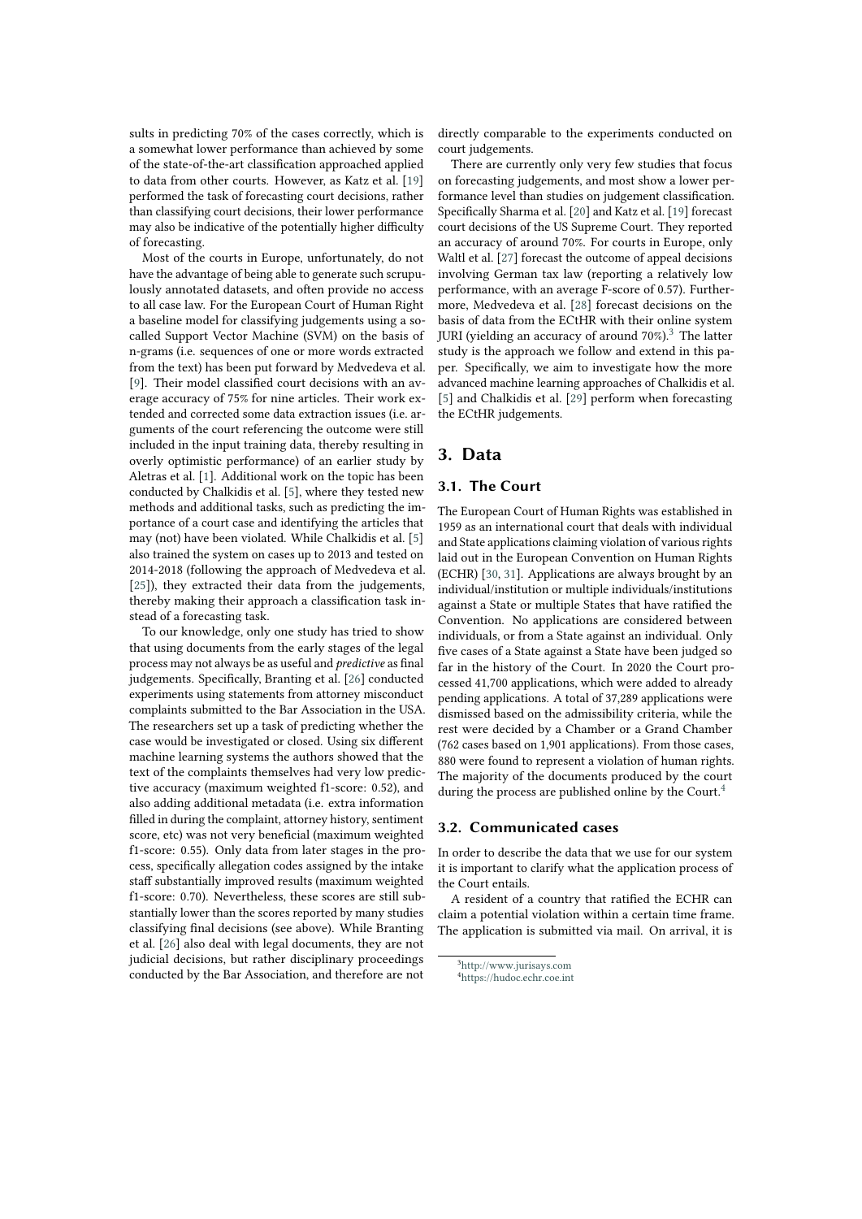sults in predicting 70% of the cases correctly, which is a somewhat lower performance than achieved by some of the state-of-the-art classification approached applied to data from other courts. However, as Katz et al. [19] performed the task of forecasting court decisions, rather than classifying court decisions, their lower performance may also be indicative of the potentially higher difficulty of forecasting.

Most of the courts in Europe, unfortunately, do not have the advantage of being able to generate such scrupulously annotated datasets, and often provide no access to all case law. For the European Court of Human Right a baseline model for classifying judgements using a so-called Support Vector Machine (SVM) on the basis of n-grams (i.e. sequences of one or more words extracted from the text) has been put forward by Medvedeva et al. [9]. Their model classified court decisions with an average accuracy of 75% for nine articles. Their work extended and corrected some data extraction issues (i.e. arguments of the court referencing the outcome were still included in the input training data, thereby resulting in overly optimistic performance) of an earlier study by Aletras et al. [1]. Additional work on the topic has been conducted by Chalkidis et al. [5], where they tested new methods and additional tasks, such as predicting the importance of a court case and identifying the articles that may (not) have been violated. While Chalkidis et al. [5] also trained the system on cases up to 2013 and tested on 2014-2018 (following the approach of Medvedeva et al. [25]), they extracted their data from the judgements, thereby making their approach a classification task instead of a forecasting task.

To our knowledge, only one study has tried to show that using documents from the early stages of the legal process may not always be as useful and *predictive* as final judgements. Specifically, Branting et al. [26] conducted experiments using statements from attorney misconduct complaints submitted to the Bar Association in the USA. The researchers set up a task of predicting whether the case would be investigated or closed. Using six different machine learning systems the authors showed that the text of the complaints themselves had very low predictive accuracy (maximum weighted f1-score: 0.52), and also adding additional metadata (i.e. extra information filled in during the complaint, attorney history, sentiment score, etc) was not very beneficial (maximum weighted f1-score: 0.55). Only data from later stages in the process, specifically allegation codes assigned by the intake staff substantially improved results (maximum weighted f1-score: 0.70). Nevertheless, these scores are still substantially lower than the scores reported by many studies classifying final decisions (see above). While Branting et al. [26] also deal with legal documents, they are not judicial decisions, but rather disciplinary proceedings conducted by the Bar Association, and therefore are not directly comparable to the experiments conducted on court judgements.

There are currently only very few studies that focus on forecasting judgements, and most show a lower performance level than studies on judgement classification. Specifically Sharma et al. [20] and Katz et al. [19] forecast court decisions of the US Supreme Court. They reported an accuracy of around 70%. For courts in Europe, only Waltl et al. [27] forecast the outcome of appeal decisions involving German tax law (reporting a relatively low performance, with an average F-score of 0.57). Furthermore, Medvedeva et al. [28] forecast decisions on the basis of data from the ECtHR with their online system JURI (yielding an accuracy of around 70%).[3] The latter study is the approach we follow and extend in this paper. Specifically, we aim to investigate how the more advanced machine learning approaches of Chalkidis et al. [5] and Chalkidis et al. [29] perform when forecasting the ECtHR judgements.

## 3. Data

### 3.1. The Court

The European Court of Human Rights was established in 1959 as an international court that deals with individual and State applications claiming violation of various rights laid out in the European Convention on Human Rights (ECHR) [30, 31]. Applications are always brought by an individual/institution or multiple individuals/institutions against a State or multiple States that have ratified the Convention. No applications are considered between individuals, or from a State against an individual. Only five cases of a State against a State have been judged so far in the history of the Court. In 2020 the Court processed 41,700 applications, which were added to already pending applications. A total of 37,289 applications were dismissed based on the admissibility criteria, while the rest were decided by a Chamber or a Grand Chamber (762 cases based on 1,901 applications). From those cases, 880 were found to represent a violation of human rights. The majority of the documents produced by the court during the process are published online by the Court.[4]

### 3.2. Communicated cases

In order to describe the data that we use for our system it is important to clarify what the application process of the Court entails.

A resident of a country that ratified the ECHR can claim a potential violation within a certain time frame. The application is submitted via mail. On arrival, it is

[3] http://www.jurisays.com

[4] https://hudoc.echr.coe.int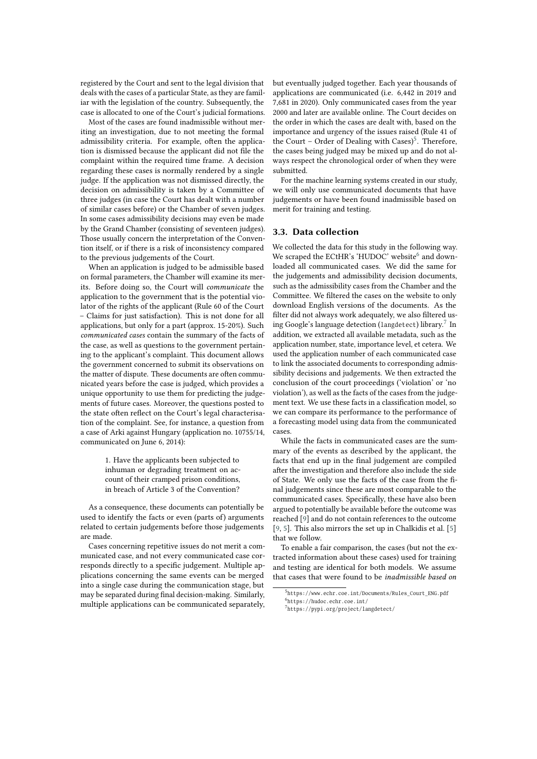registered by the Court and sent to the legal division that deals with the cases of a particular State, as they are familiar with the legislation of the country. Subsequently, the case is allocated to one of the Court's judicial formations.

Most of the cases are found inadmissible without meriting an investigation, due to not meeting the formal admissibility criteria. For example, often the application is dismissed because the applicant did not file the complaint within the required time frame. A decision regarding these cases is normally rendered by a single judge. If the application was not dismissed directly, the decision on admissibility is taken by a Committee of three judges (in case the Court has dealt with a number of similar cases before) or the Chamber of seven judges. In some cases admissibility decisions may even be made by the Grand Chamber (consisting of seventeen judges). Those usually concern the interpretation of the Convention itself, or if there is a risk of inconsistency compared to the previous judgements of the Court.

When an application is judged to be admissible based on formal parameters, the Chamber will examine its merits. Before doing so, the Court will *communicate* the application to the government that is the potential violator of the rights of the applicant (Rule 60 of the Court – Claims for just satisfaction). This is not done for all applications, but only for a part (approx. 15-20%). Such *communicated cases* contain the summary of the facts of the case, as well as questions to the government pertaining to the applicant's complaint. This document allows the government concerned to submit its observations on the matter of dispute. These documents are often communicated years before the case is judged, which provides a unique opportunity to use them for predicting the judgements of future cases. Moreover, the questions posted to the state often reflect on the Court's legal characterisation of the complaint. See, for instance, a question from a case of Arki against Hungary (application no. 10755/14, communicated on June 6, 2014):

> 1. Have the applicants been subjected to inhuman or degrading treatment on account of their cramped prison conditions, in breach of Article 3 of the Convention?

As a consequence, these documents can potentially be used to identify the facts or even (parts of) arguments related to certain judgements before those judgements are made.

Cases concerning repetitive issues do not merit a communicated case, and not every communicated case corresponds directly to a specific judgement. Multiple applications concerning the same events can be merged into a single case during the communication stage, but may be separated during final decision-making. Similarly, multiple applications can be communicated separately, but eventually judged together. Each year thousands of applications are communicated (i.e. 6,442 in 2019 and 7,681 in 2020). Only communicated cases from the year 2000 and later are available online. The Court decides on the order in which the cases are dealt with, based on the importance and urgency of the issues raised (Rule 41 of the Court – Order of Dealing with Cases)[5]. Therefore, the cases being judged may be mixed up and do not always respect the chronological order of when they were submitted.

For the machine learning systems created in our study, we will only use communicated documents that have judgements or have been found inadmissible based on merit for training and testing.

## 3.3. Data collection

We collected the data for this study in the following way. We scraped the ECtHR's 'HUDOC' website[6] and downloaded all communicated cases. We did the same for the judgements and admissibility decision documents, such as the admissibility cases from the Chamber and the Committee. We filtered the cases on the website to only download English versions of the documents. As the filter did not always work adequately, we also filtered using Google's language detection (`langdetect`) library.[7] In addition, we extracted all available metadata, such as the application number, state, importance level, et cetera. We used the application number of each communicated case to link the associated documents to corresponding admissibility decisions and judgements. We then extracted the conclusion of the court proceedings ('violation' or 'no violation'), as well as the facts of the cases from the judgement text. We use these facts in a classification model, so we can compare its performance to the performance of a forecasting model using data from the communicated cases.

While the facts in communicated cases are the summary of the events as described by the applicant, the facts that end up in the final judgement are compiled after the investigation and therefore also include the side of State. We only use the facts of the case from the final judgements since these are most comparable to the communicated cases. Specifically, these have also been argued to potentially be available before the outcome was reached [9] and do not contain references to the outcome [9, 5]. This also mirrors the set up in Chalkidis et al. [5] that we follow.

To enable a fair comparison, the cases (but not the extracted information about these cases) used for training and testing are identical for both models. We assume that cases that were found to be *inadmissible based on*

[5] https://www.echr.coe.int/Documents/Rules_Court_ENG.pdf

[6] https://hudoc.echr.coe.int/

[7] https://pypi.org/project/langdetect/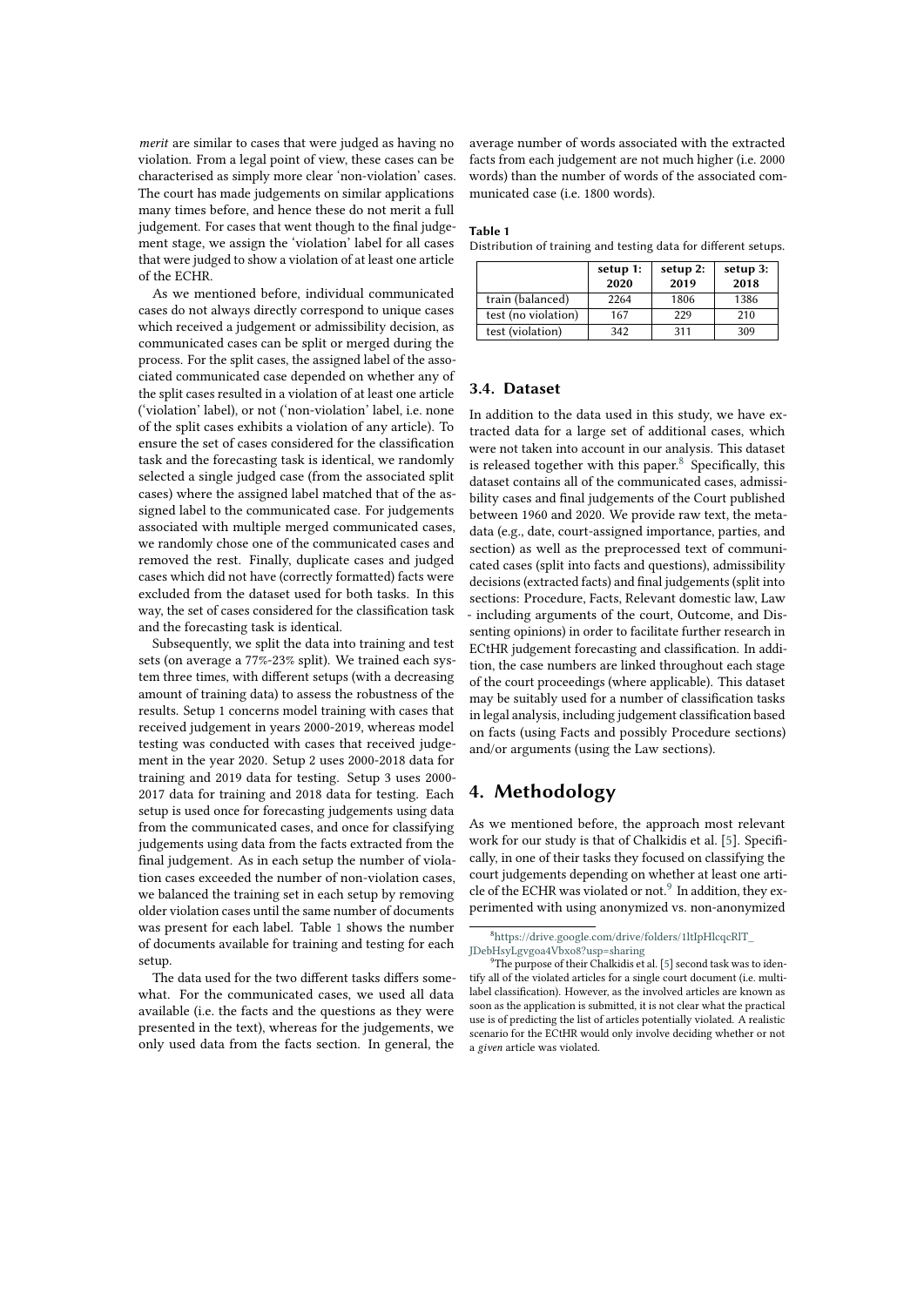*merit* are similar to cases that were judged as having no violation. From a legal point of view, these cases can be characterised as simply more clear 'non-violation' cases. The court has made judgements on similar applications many times before, and hence these do not merit a full judgement. For cases that went though to the final judgement stage, we assign the 'violation' label for all cases that were judged to show a violation of at least one article of the ECHR.

As we mentioned before, individual communicated cases do not always directly correspond to unique cases which received a judgement or admissibility decision, as communicated cases can be split or merged during the process. For the split cases, the assigned label of the associated communicated case depended on whether any of the split cases resulted in a violation of at least one article ('violation' label), or not ('non-violation' label, i.e. none of the split cases exhibits a violation of any article). To ensure the set of cases considered for the classification task and the forecasting task is identical, we randomly selected a single judged case (from the associated split cases) where the assigned label matched that of the assigned label to the communicated case. For judgements associated with multiple merged communicated cases, we randomly chose one of the communicated cases and removed the rest. Finally, duplicate cases and judged cases which did not have (correctly formatted) facts were excluded from the dataset used for both tasks. In this way, the set of cases considered for the classification task and the forecasting task is identical.

Subsequently, we split the data into training and test sets (on average a 77%-23% split). We trained each system three times, with different setups (with a decreasing amount of training data) to assess the robustness of the results. Setup 1 concerns model training with cases that received judgement in years 2000-2019, whereas model testing was conducted with cases that received judgement in the year 2020. Setup 2 uses 2000-2018 data for training and 2019 data for testing. Setup 3 uses 2000-2017 data for training and 2018 data for testing. Each setup is used once for forecasting judgements using data from the communicated cases, and once for classifying judgements using data from the facts extracted from the final judgement. As in each setup the number of violation cases exceeded the number of non-violation cases, we balanced the training set in each setup by removing older violation cases until the same number of documents was present for each label. Table 1 shows the number of documents available for training and testing for each setup.

The data used for the two different tasks differs somewhat. For the communicated cases, we used all data available (i.e. the facts and the questions as they were presented in the text), whereas for the judgements, we only used data from the facts section. In general, the average number of words associated with the extracted facts from each judgement are not much higher (i.e. 2000 words) than the number of words of the associated communicated case (i.e. 1800 words).

**Table 1**
Distribution of training and testing data for different setups.

| | **setup 1: 2020** | **setup 2: 2019** | **setup 3: 2018** |
|---|---|---|---|
| train (balanced) | 2264 | 1806 | 1386 |
| test (no violation) | 167 | 229 | 210 |
| test (violation) | 342 | 311 | 309 |

## 3.4. Dataset

In addition to the data used in this study, we have extracted data for a large set of additional cases, which were not taken into account in our analysis. This dataset is released together with this paper.[8] Specifically, this dataset contains all of the communicated cases, admissibility cases and final judgements of the Court published between 1960 and 2020. We provide raw text, the metadata (e.g., date, court-assigned importance, parties, and section) as well as the preprocessed text of communicated cases (split into facts and questions), admissibility decisions (extracted facts) and final judgements (split into sections: Procedure, Facts, Relevant domestic law, Law - including arguments of the court, Outcome, and Dissenting opinions) in order to facilitate further research in ECtHR judgement forecasting and classification. In addition, the case numbers are linked throughout each stage of the court proceedings (where applicable). This dataset may be suitably used for a number of classification tasks in legal analysis, including judgement classification based on facts (using Facts and possibly Procedure sections) and/or arguments (using the Law sections).

# 4. Methodology

As we mentioned before, the approach most relevant work for our study is that of Chalkidis et al. [5]. Specifically, in one of their tasks they focused on classifying the court judgements depending on whether at least one article of the ECHR was violated or not.[9] In addition, they experimented with using anonymized vs. non-anonymized

[8] https://drive.google.com/drive/folders/1ltIpHlcqcRIT_JDebHsyLgvgoa4Vbxo8?usp=sharing

[9] The purpose of their Chalkidis et al. [5] second task was to identify all of the violated articles for a single court document (i.e. multi-label classification). However, as the involved articles are known as soon as the application is submitted, it is not clear what the practical use is of predicting the list of articles potentially violated. A realistic scenario for the ECtHR would only involve deciding whether or not a *given* article was violated.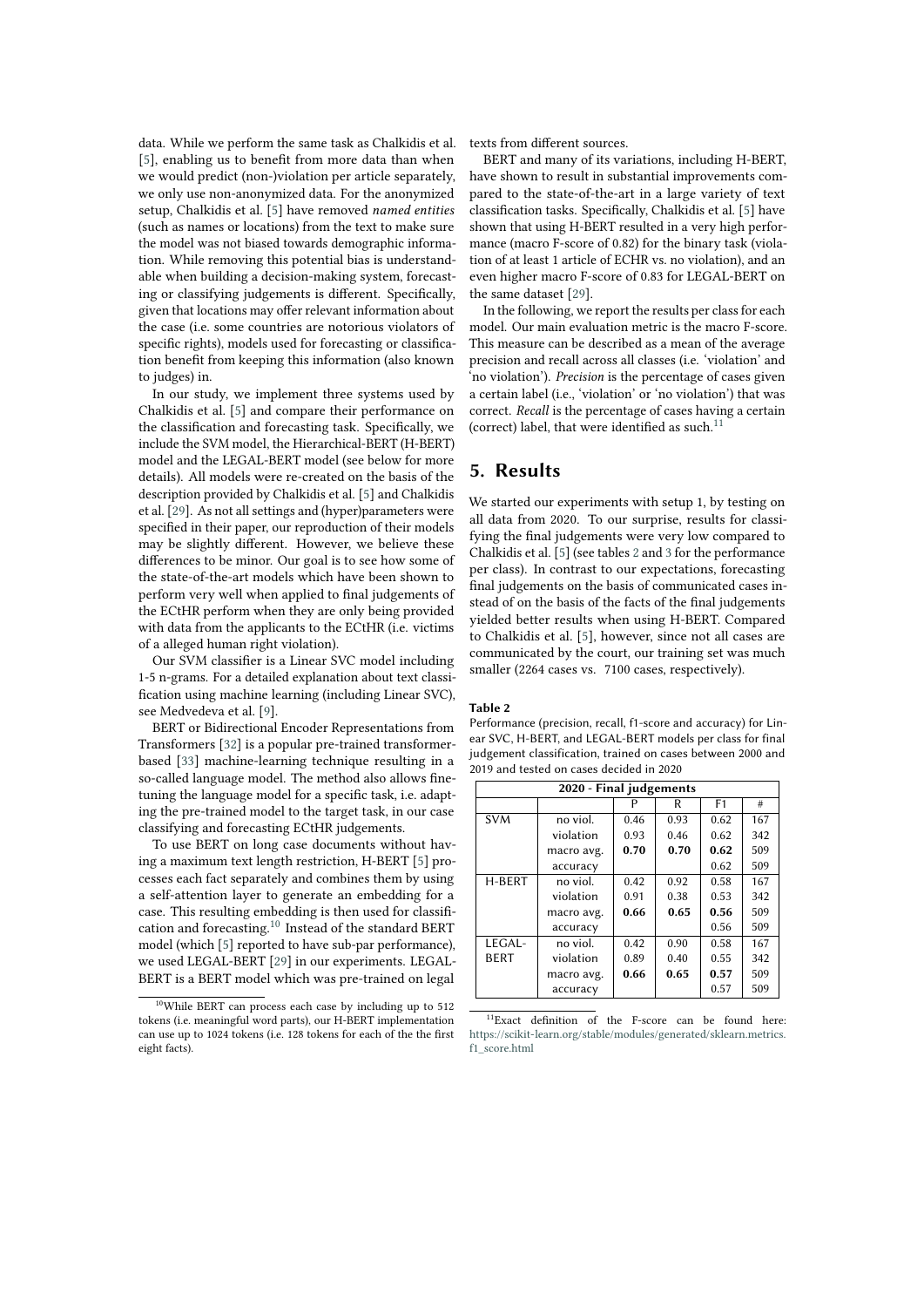data. While we perform the same task as Chalkidis et al. [5], enabling us to benefit from more data than when we would predict (non-)violation per article separately, we only use non-anonymized data. For the anonymized setup, Chalkidis et al. [5] have removed *named entities* (such as names or locations) from the text to make sure the model was not biased towards demographic information. While removing this potential bias is understandable when building a decision-making system, forecasting or classifying judgements is different. Specifically, given that locations may offer relevant information about the case (i.e. some countries are notorious violators of specific rights), models used for forecasting or classification benefit from keeping this information (also known to judges) in.

In our study, we implement three systems used by Chalkidis et al. [5] and compare their performance on the classification and forecasting task. Specifically, we include the SVM model, the Hierarchical-BERT (H-BERT) model and the LEGAL-BERT model (see below for more details). All models were re-created on the basis of the description provided by Chalkidis et al. [5] and Chalkidis et al. [29]. As not all settings and (hyper)parameters were specified in their paper, our reproduction of their models may be slightly different. However, we believe these differences to be minor. Our goal is to see how some of the state-of-the-art models which have been shown to perform very well when applied to final judgements of the ECtHR perform when they are only being provided with data from the applicants to the ECtHR (i.e. victims of a alleged human right violation).

Our SVM classifier is a Linear SVC model including 1-5 n-grams. For a detailed explanation about text classification using machine learning (including Linear SVC), see Medvedeva et al. [9].

BERT or Bidirectional Encoder Representations from Transformers [32] is a popular pre-trained transformer-based [33] machine-learning technique resulting in a so-called language model. The method also allows fine-tuning the language model for a specific task, i.e. adapting the pre-trained model to the target task, in our case classifying and forecasting ECtHR judgements.

To use BERT on long case documents without having a maximum text length restriction, H-BERT [5] processes each fact separately and combines them by using a self-attention layer to generate an embedding for a case. This resulting embedding is then used for classification and forecasting.[10] Instead of the standard BERT model (which [5] reported to have sub-par performance), we used LEGAL-BERT [29] in our experiments. LEGAL-BERT is a BERT model which was pre-trained on legal texts from different sources.

BERT and many of its variations, including H-BERT, have shown to result in substantial improvements compared to the state-of-the-art in a large variety of text classification tasks. Specifically, Chalkidis et al. [5] have shown that using H-BERT resulted in a very high performance (macro F-score of 0.82) for the binary task (violation of at least 1 article of ECHR vs. no violation), and an even higher macro F-score of 0.83 for LEGAL-BERT on the same dataset [29].

In the following, we report the results per class for each model. Our main evaluation metric is the macro F-score. This measure can be described as a mean of the average precision and recall across all classes (i.e. 'violation' and 'no violation'). *Precision* is the percentage of cases given a certain label (i.e., 'violation' or 'no violation') that was correct. *Recall* is the percentage of cases having a certain (correct) label, that were identified as such.[11]

[10] While BERT can process each case by including up to 512 tokens (i.e. meaningful word parts), our H-BERT implementation can use up to 1024 tokens (i.e. 128 tokens for each of the the first eight facts).

[11] Exact definition of the F-score can be found here: https://scikit-learn.org/stable/modules/generated/sklearn.metrics.f1_score.html

## 5. Results

We started our experiments with setup 1, by testing on all data from 2020. To our surprise, results for classifying the final judgements were very low compared to Chalkidis et al. [5] (see tables 2 and 3 for the performance per class). In contrast to our expectations, forecasting final judgements on the basis of communicated cases instead of on the basis of the facts of the final judgements yielded better results when using H-BERT. Compared to Chalkidis et al. [5], however, since not all cases are communicated by the court, our training set was much smaller (2264 cases vs. 7100 cases, respectively).

**Table 2**

Performance (precision, recall, f1-score and accuracy) for Linear SVC, H-BERT, and LEGAL-BERT models per class for final judgement classification, trained on cases between 2000 and 2019 and tested on cases decided in 2020

| 2020 - Final judgements | | | | | |
|---|---|---|---|---|---|
| | | P | R | F1 | # |
| SVM | no viol. | 0.46 | 0.93 | 0.62 | 167 |
| | violation | 0.93 | 0.46 | 0.62 | 342 |
| | macro avg. | **0.70** | **0.70** | **0.62** | 509 |
| | accuracy | | | 0.62 | 509 |
| H-BERT | no viol. | 0.42 | 0.92 | 0.58 | 167 |
| | violation | 0.91 | 0.38 | 0.53 | 342 |
| | macro avg. | **0.66** | **0.65** | **0.56** | 509 |
| | accuracy | | | 0.56 | 509 |
| LEGAL-BERT | no viol. | 0.42 | 0.90 | 0.58 | 167 |
| | violation | 0.89 | 0.40 | 0.55 | 342 |
| | macro avg. | **0.66** | **0.65** | **0.57** | 509 |
| | accuracy | | | 0.57 | 509 |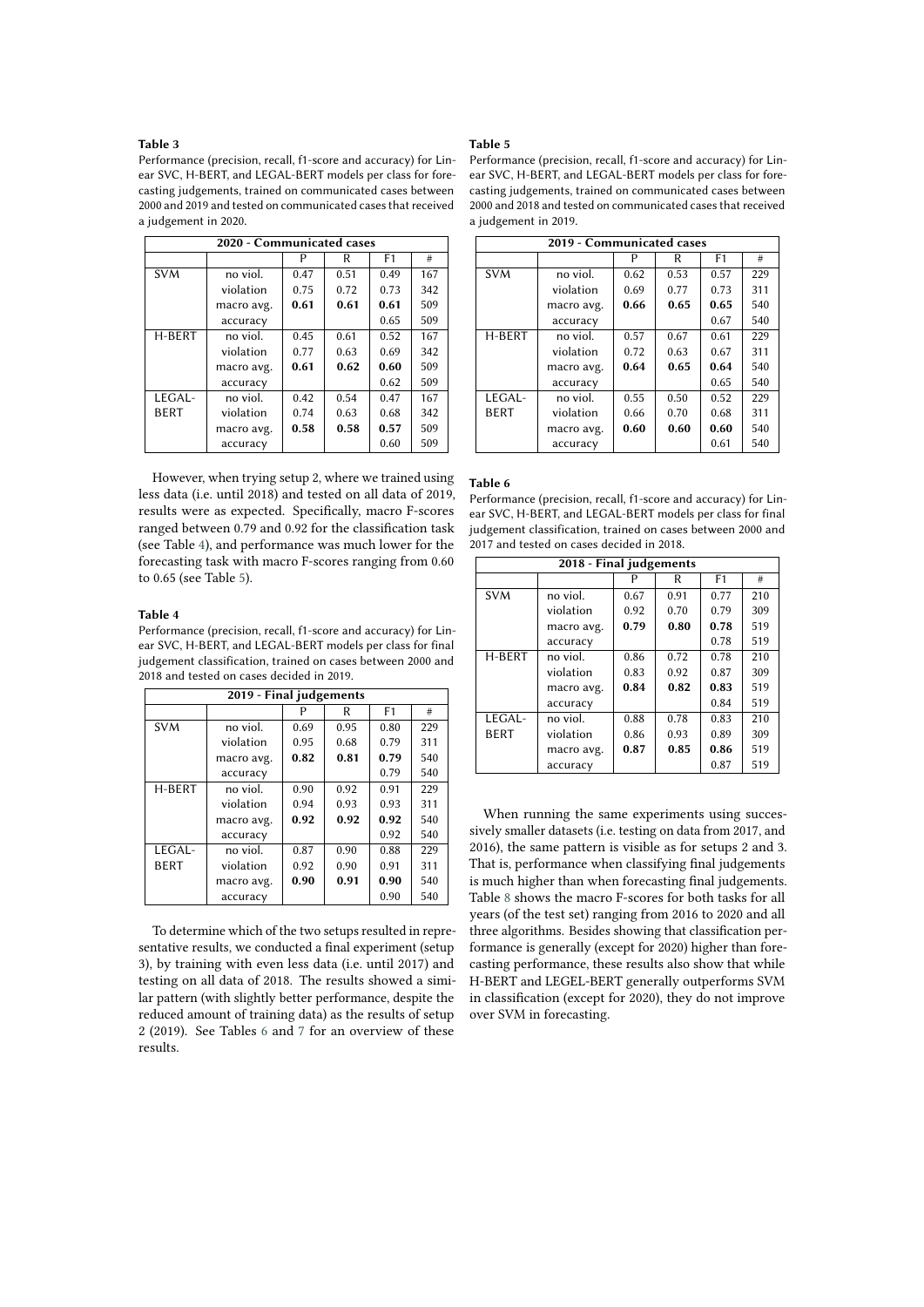**Table 3**

Performance (precision, recall, f1-score and accuracy) for Linear SVC, H-BERT, and LEGAL-BERT models per class for forecasting judgements, trained on communicated cases between 2000 and 2019 and tested on communicated cases that received a judgement in 2020.

| 2020 - Communicated cases | | | | | |
|---|---|---|---|---|---|
| | | P | R | F1 | # |
| SVM | no viol. | 0.47 | 0.51 | 0.49 | 167 |
| | violation | 0.75 | 0.72 | 0.73 | 342 |
| | macro avg. | **0.61** | **0.61** | **0.61** | 509 |
| | accuracy | | | 0.65 | 509 |
| H-BERT | no viol. | 0.45 | 0.61 | 0.52 | 167 |
| | violation | 0.77 | 0.63 | 0.69 | 342 |
| | macro avg. | **0.61** | **0.62** | **0.60** | 509 |
| | accuracy | | | 0.62 | 509 |
| LEGAL-BERT | no viol. | 0.42 | 0.54 | 0.47 | 167 |
| | violation | 0.74 | 0.63 | 0.68 | 342 |
| | macro avg. | **0.58** | **0.58** | **0.57** | 509 |
| | accuracy | | | 0.60 | 509 |

However, when trying setup 2, where we trained using less data (i.e. until 2018) and tested on all data of 2019, results were as expected. Specifically, macro F-scores ranged between 0.79 and 0.92 for the classification task (see Table 4), and performance was much lower for the forecasting task with macro F-scores ranging from 0.60 to 0.65 (see Table 5).

**Table 4**

Performance (precision, recall, f1-score and accuracy) for Linear SVC, H-BERT, and LEGAL-BERT models per class for final judgement classification, trained on cases between 2000 and 2018 and tested on cases decided in 2019.

| 2019 - Final judgements | | | | | |
|---|---|---|---|---|---|
| | | P | R | F1 | # |
| SVM | no viol. | 0.69 | 0.95 | 0.80 | 229 |
| | violation | 0.95 | 0.68 | 0.79 | 311 |
| | macro avg. | **0.82** | **0.81** | **0.79** | 540 |
| | accuracy | | | 0.79 | 540 |
| H-BERT | no viol. | 0.90 | 0.92 | 0.91 | 229 |
| | violation | 0.94 | 0.93 | 0.93 | 311 |
| | macro avg. | **0.92** | **0.92** | **0.92** | 540 |
| | accuracy | | | 0.92 | 540 |
| LEGAL-BERT | no viol. | 0.87 | 0.90 | 0.88 | 229 |
| | violation | 0.92 | 0.90 | 0.91 | 311 |
| | macro avg. | **0.90** | **0.91** | **0.90** | 540 |
| | accuracy | | | 0.90 | 540 |

To determine which of the two setups resulted in representative results, we conducted a final experiment (setup 3), by training with even less data (i.e. until 2017) and testing on all data of 2018. The results showed a similar pattern (with slightly better performance, despite the reduced amount of training data) as the results of setup 2 (2019). See Tables 6 and 7 for an overview of these results.

**Table 5**

Performance (precision, recall, f1-score and accuracy) for Linear SVC, H-BERT, and LEGAL-BERT models per class for forecasting judgements, trained on communicated cases between 2000 and 2018 and tested on communicated cases that received a judgement in 2019.

| 2019 - Communicated cases | | | | | |
|---|---|---|---|---|---|
| | | P | R | F1 | # |
| SVM | no viol. | 0.62 | 0.53 | 0.57 | 229 |
| | violation | 0.69 | 0.77 | 0.73 | 311 |
| | macro avg. | **0.66** | **0.65** | **0.65** | 540 |
| | accuracy | | | 0.67 | 540 |
| H-BERT | no viol. | 0.57 | 0.67 | 0.61 | 229 |
| | violation | 0.72 | 0.63 | 0.67 | 311 |
| | macro avg. | **0.64** | **0.65** | **0.64** | 540 |
| | accuracy | | | 0.65 | 540 |
| LEGAL-BERT | no viol. | 0.55 | 0.50 | 0.52 | 229 |
| | violation | 0.66 | 0.70 | 0.68 | 311 |
| | macro avg. | **0.60** | **0.60** | **0.60** | 540 |
| | accuracy | | | 0.61 | 540 |

**Table 6**

Performance (precision, recall, f1-score and accuracy) for Linear SVC, H-BERT, and LEGAL-BERT models per class for final judgement classification, trained on cases between 2000 and 2017 and tested on cases decided in 2018.

| 2018 - Final judgements | | | | | |
|---|---|---|---|---|---|
| | | P | R | F1 | # |
| SVM | no viol. | 0.67 | 0.91 | 0.77 | 210 |
| | violation | 0.92 | 0.70 | 0.79 | 309 |
| | macro avg. | **0.79** | **0.80** | **0.78** | 519 |
| | accuracy | | | 0.78 | 519 |
| H-BERT | no viol. | 0.86 | 0.72 | 0.78 | 210 |
| | violation | 0.83 | 0.92 | 0.87 | 309 |
| | macro avg. | **0.84** | **0.82** | **0.83** | 519 |
| | accuracy | | | 0.84 | 519 |
| LEGAL-BERT | no viol. | 0.88 | 0.78 | 0.83 | 210 |
| | violation | 0.86 | 0.93 | 0.89 | 309 |
| | macro avg. | **0.87** | **0.85** | **0.86** | 519 |
| | accuracy | | | 0.87 | 519 |

When running the same experiments using successively smaller datasets (i.e. testing on data from 2017, and 2016), the same pattern is visible as for setups 2 and 3. That is, performance when classifying final judgements is much higher than when forecasting final judgements. Table 8 shows the macro F-scores for both tasks for all years (of the test set) ranging from 2016 to 2020 and all three algorithms. Besides showing that classification performance is generally (except for 2020) higher than forecasting performance, these results also show that while H-BERT and LEGEL-BERT generally outperforms SVM in classification (except for 2020), they do not improve over SVM in forecasting.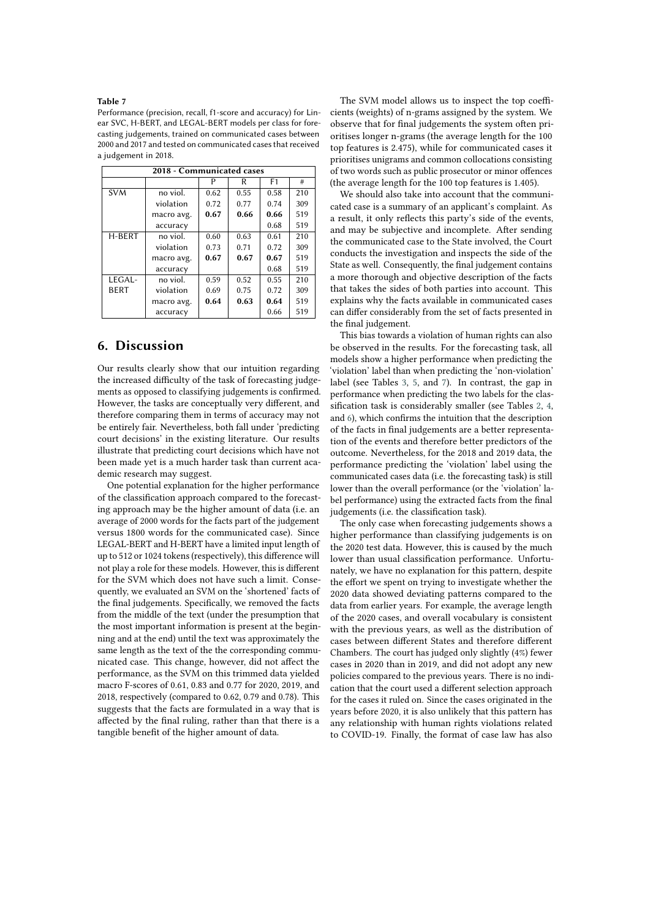**Table 7**

Performance (precision, recall, f1-score and accuracy) for Linear SVC, H-BERT, and LEGAL-BERT models per class for forecasting judgements, trained on communicated cases between 2000 and 2017 and tested on communicated cases that received a judgement in 2018.

| 2018 - Communicated cases | | | | | |
|---|---|---|---|---|---|
| | | P | R | F1 | # |
| SVM | no viol. | 0.62 | 0.55 | 0.58 | 210 |
| | violation | 0.72 | 0.77 | 0.74 | 309 |
| | macro avg. | **0.67** | **0.66** | **0.66** | 519 |
| | accuracy | | | 0.68 | 519 |
| H-BERT | no viol. | 0.60 | 0.63 | 0.61 | 210 |
| | violation | 0.73 | 0.71 | 0.72 | 309 |
| | macro avg. | **0.67** | **0.67** | **0.67** | 519 |
| | accuracy | | | 0.68 | 519 |
| LEGAL-BERT | no viol. | 0.59 | 0.52 | 0.55 | 210 |
| | violation | 0.69 | 0.75 | 0.72 | 309 |
| | macro avg. | **0.64** | **0.63** | **0.64** | 519 |
| | accuracy | | | 0.66 | 519 |

## 6. Discussion

Our results clearly show that our intuition regarding the increased difficulty of the task of forecasting judgements as opposed to classifying judgements is confirmed. However, the tasks are conceptually very different, and therefore comparing them in terms of accuracy may not be entirely fair. Nevertheless, both fall under 'predicting court decisions' in the existing literature. Our results illustrate that predicting court decisions which have not been made yet is a much harder task than current academic research may suggest.

One potential explanation for the higher performance of the classification approach compared to the forecasting approach may be the higher amount of data (i.e. an average of 2000 words for the facts part of the judgement versus 1800 words for the communicated case). Since LEGAL-BERT and H-BERT have a limited input length of up to 512 or 1024 tokens (respectively), this difference will not play a role for these models. However, this is different for the SVM which does not have such a limit. Consequently, we evaluated an SVM on the 'shortened' facts of the final judgements. Specifically, we removed the facts from the middle of the text (under the presumption that the most important information is present at the beginning and at the end) until the text was approximately the same length as the text of the the corresponding communicated case. This change, however, did not affect the performance, as the SVM on this trimmed data yielded macro F-scores of 0.61, 0.83 and 0.77 for 2020, 2019, and 2018, respectively (compared to 0.62, 0.79 and 0.78). This suggests that the facts are formulated in a way that is affected by the final ruling, rather than that there is a tangible benefit of the higher amount of data.

The SVM model allows us to inspect the top coefficients (weights) of n-grams assigned by the system. We observe that for final judgements the system often prioritises longer n-grams (the average length for the 100 top features is 2.475), while for communicated cases it prioritises unigrams and common collocations consisting of two words such as public prosecutor or minor offences (the average length for the 100 top features is 1.405).

We should also take into account that the communicated case is a summary of an applicant's complaint. As a result, it only reflects this party's side of the events, and may be subjective and incomplete. After sending the communicated case to the State involved, the Court conducts the investigation and inspects the side of the State as well. Consequently, the final judgement contains a more thorough and objective description of the facts that takes the sides of both parties into account. This explains why the facts available in communicated cases can differ considerably from the set of facts presented in the final judgement.

This bias towards a violation of human rights can also be observed in the results. For the forecasting task, all models show a higher performance when predicting the 'violation' label than when predicting the 'non-violation' label (see Tables 3, 5, and 7). In contrast, the gap in performance when predicting the two labels for the classification task is considerably smaller (see Tables 2, 4, and 6), which confirms the intuition that the description of the facts in final judgements are a better representation of the events and therefore better predictors of the outcome. Nevertheless, for the 2018 and 2019 data, the performance predicting the 'violation' label using the communicated cases data (i.e. the forecasting task) is still lower than the overall performance (or the 'violation' label performance) using the extracted facts from the final judgements (i.e. the classification task).

The only case when forecasting judgements shows a higher performance than classifying judgements is on the 2020 test data. However, this is caused by the much lower than usual classification performance. Unfortunately, we have no explanation for this pattern, despite the effort we spent on trying to investigate whether the 2020 data showed deviating patterns compared to the data from earlier years. For example, the average length of the 2020 cases, and overall vocabulary is consistent with the previous years, as well as the distribution of cases between different States and therefore different Chambers. The court has judged only slightly (4%) fewer cases in 2020 than in 2019, and did not adopt any new policies compared to the previous years. There is no indication that the court used a different selection approach for the cases it ruled on. Since the cases originated in the years before 2020, it is also unlikely that this pattern has any relationship with human rights violations related to COVID-19. Finally, the format of case law has also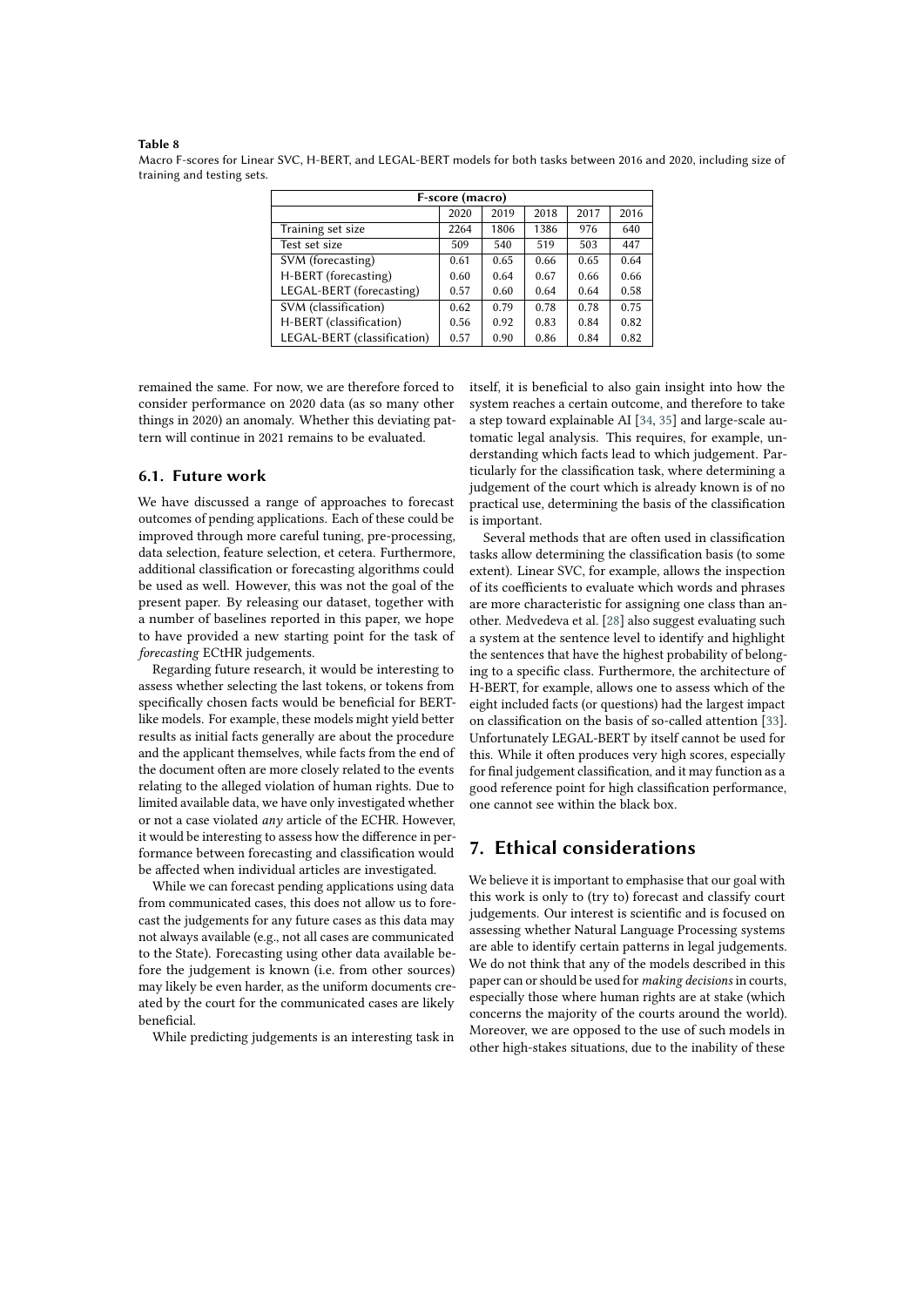**Table 8**

Macro F-scores for Linear SVC, H-BERT, and LEGAL-BERT models for both tasks between 2016 and 2020, including size of training and testing sets.

| F-score (macro) | | | | | |
|---|---|---|---|---|---|
| | 2020 | 2019 | 2018 | 2017 | 2016 |
| Training set size | 2264 | 1806 | 1386 | 976 | 640 |
| Test set size | 509 | 540 | 519 | 503 | 447 |
| SVM (forecasting) | 0.61 | 0.65 | 0.66 | 0.65 | 0.64 |
| H-BERT (forecasting) | 0.60 | 0.64 | 0.67 | 0.66 | 0.66 |
| LEGAL-BERT (forecasting) | 0.57 | 0.60 | 0.64 | 0.64 | 0.58 |
| SVM (classification) | 0.62 | 0.79 | 0.78 | 0.78 | 0.75 |
| H-BERT (classification) | 0.56 | 0.92 | 0.83 | 0.84 | 0.82 |
| LEGAL-BERT (classification) | 0.57 | 0.90 | 0.86 | 0.84 | 0.82 |

remained the same. For now, we are therefore forced to consider performance on 2020 data (as so many other things in 2020) an anomaly. Whether this deviating pattern will continue in 2021 remains to be evaluated.

### 6.1. Future work

We have discussed a range of approaches to forecast outcomes of pending applications. Each of these could be improved through more careful tuning, pre-processing, data selection, feature selection, et cetera. Furthermore, additional classification or forecasting algorithms could be used as well. However, this was not the goal of the present paper. By releasing our dataset, together with a number of baselines reported in this paper, we hope to have provided a new starting point for the task of *forecasting* ECtHR judgements.

Regarding future research, it would be interesting to assess whether selecting the last tokens, or tokens from specifically chosen facts would be beneficial for BERT-like models. For example, these models might yield better results as initial facts generally are about the procedure and the applicant themselves, while facts from the end of the document often are more closely related to the events relating to the alleged violation of human rights. Due to limited available data, we have only investigated whether or not a case violated *any* article of the ECHR. However, it would be interesting to assess how the difference in performance between forecasting and classification would be affected when individual articles are investigated.

While we can forecast pending applications using data from communicated cases, this does not allow us to forecast the judgements for any future cases as this data may not always available (e.g., not all cases are communicated to the State). Forecasting using other data available before the judgement is known (i.e. from other sources) may likely be even harder, as the uniform documents created by the court for the communicated cases are likely beneficial.

While predicting judgements is an interesting task in itself, it is beneficial to also gain insight into how the system reaches a certain outcome, and therefore to take a step toward explainable AI [34, 35] and large-scale automatic legal analysis. This requires, for example, understanding which facts lead to which judgement. Particularly for the classification task, where determining a judgement of the court which is already known is of no practical use, determining the basis of the classification is important.

Several methods that are often used in classification tasks allow determining the classification basis (to some extent). Linear SVC, for example, allows the inspection of its coefficients to evaluate which words and phrases are more characteristic for assigning one class than another. Medvedeva et al. [28] also suggest evaluating such a system at the sentence level to identify and highlight the sentences that have the highest probability of belonging to a specific class. Furthermore, the architecture of H-BERT, for example, allows one to assess which of the eight included facts (or questions) had the largest impact on classification on the basis of so-called attention [33]. Unfortunately LEGAL-BERT by itself cannot be used for this. While it often produces very high scores, especially for final judgement classification, and it may function as a good reference point for high classification performance, one cannot see within the black box.

## 7. Ethical considerations

We believe it is important to emphasise that our goal with this work is only to (try to) forecast and classify court judgements. Our interest is scientific and is focused on assessing whether Natural Language Processing systems are able to identify certain patterns in legal judgements. We do not think that any of the models described in this paper can or should be used for *making decisions* in courts, especially those where human rights are at stake (which concerns the majority of the courts around the world). Moreover, we are opposed to the use of such models in other high-stakes situations, due to the inability of these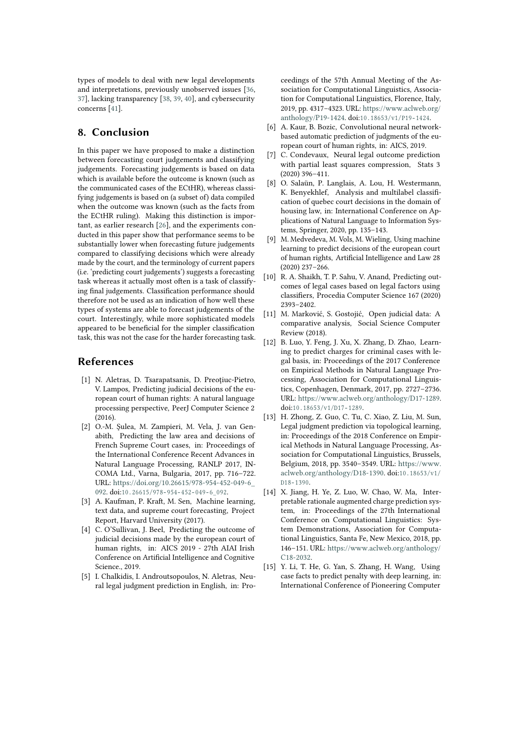types of models to deal with new legal developments and interpretations, previously unobserved issues [36, 37], lacking transparency [38, 39, 40], and cybersecurity concerns [41].

## 8. Conclusion

In this paper we have proposed to make a distinction between forecasting court judgements and classifying judgements. Forecasting judgements is based on data which is available before the outcome is known (such as the communicated cases of the ECtHR), whereas classifying judgements is based on (a subset of) data compiled when the outcome was known (such as the facts from the ECtHR ruling). Making this distinction is important, as earlier research [26], and the experiments conducted in this paper show that performance seems to be substantially lower when forecasting future judgements compared to classifying decisions which were already made by the court, and the terminology of current papers (i.e. 'predicting court judgements') suggests a forecasting task whereas it actually most often is a task of classifying final judgements. Classification performance should therefore not be used as an indication of how well these types of systems are able to forecast judgements of the court. Interestingly, while more sophisticated models appeared to be beneficial for the simpler classification task, this was not the case for the harder forecasting task.

## References

[1] N. Aletras, D. Tsarapatsanis, D. Preoţiuc-Pietro, V. Lampos, Predicting judicial decisions of the european court of human rights: A natural language processing perspective, PeerJ Computer Science 2 (2016).

[2] O.-M. Şulea, M. Zampieri, M. Vela, J. van Genabith, Predicting the law area and decisions of French Supreme Court cases, in: Proceedings of the International Conference Recent Advances in Natural Language Processing, RANLP 2017, INCOMA Ltd., Varna, Bulgaria, 2017, pp. 716–722. URL: https://doi.org/10.26615/978-954-452-049-6_092. doi:10.26615/978-954-452-049-6_092.

[3] A. Kaufman, P. Kraft, M. Sen, Machine learning, text data, and supreme court forecasting, Project Report, Harvard University (2017).

[4] C. O'Sullivan, J. Beel, Predicting the outcome of judicial decisions made by the european court of human rights, in: AICS 2019 - 27th AIAI Irish Conference on Artificial Intelligence and Cognitive Science., 2019.

[5] I. Chalkidis, I. Androutsopoulos, N. Aletras, Neural legal judgment prediction in English, in: Proceedings of the 57th Annual Meeting of the Association for Computational Linguistics, Association for Computational Linguistics, Florence, Italy, 2019, pp. 4317–4323. URL: https://www.aclweb.org/anthology/P19-1424. doi:10.18653/v1/P19-1424.

[6] A. Kaur, B. Bozic, Convolutional neural network-based automatic prediction of judgments of the european court of human rights, in: AICS, 2019.

[7] C. Condevaux, Neural legal outcome prediction with partial least squares compression, Stats 3 (2020) 396–411.

[8] O. Salaün, P. Langlais, A. Lou, H. Westermann, K. Benyekhlef, Analysis and multilabel classification of quebec court decisions in the domain of housing law, in: International Conference on Applications of Natural Language to Information Systems, Springer, 2020, pp. 135–143.

[9] M. Medvedeva, M. Vols, M. Wieling, Using machine learning to predict decisions of the european court of human rights, Artificial Intelligence and Law 28 (2020) 237–266.

[10] R. A. Shaikh, T. P. Sahu, V. Anand, Predicting outcomes of legal cases based on legal factors using classifiers, Procedia Computer Science 167 (2020) 2393–2402.

[11] M. Marković, S. Gostojić, Open judicial data: A comparative analysis, Social Science Computer Review (2018).

[12] B. Luo, Y. Feng, J. Xu, X. Zhang, D. Zhao, Learning to predict charges for criminal cases with legal basis, in: Proceedings of the 2017 Conference on Empirical Methods in Natural Language Processing, Association for Computational Linguistics, Copenhagen, Denmark, 2017, pp. 2727–2736. URL: https://www.aclweb.org/anthology/D17-1289. doi:10.18653/v1/D17-1289.

[13] H. Zhong, Z. Guo, C. Tu, C. Xiao, Z. Liu, M. Sun, Legal judgment prediction via topological learning, in: Proceedings of the 2018 Conference on Empirical Methods in Natural Language Processing, Association for Computational Linguistics, Brussels, Belgium, 2018, pp. 3540–3549. URL: https://www.aclweb.org/anthology/D18-1390. doi:10.18653/v1/D18-1390.

[14] X. Jiang, H. Ye, Z. Luo, W. Chao, W. Ma, Interpretable rationale augmented charge prediction system, in: Proceedings of the 27th International Conference on Computational Linguistics: System Demonstrations, Association for Computational Linguistics, Santa Fe, New Mexico, 2018, pp. 146–151. URL: https://www.aclweb.org/anthology/C18-2032.

[15] Y. Li, T. He, G. Yan, S. Zhang, H. Wang, Using case facts to predict penalty with deep learning, in: International Conference of Pioneering Computer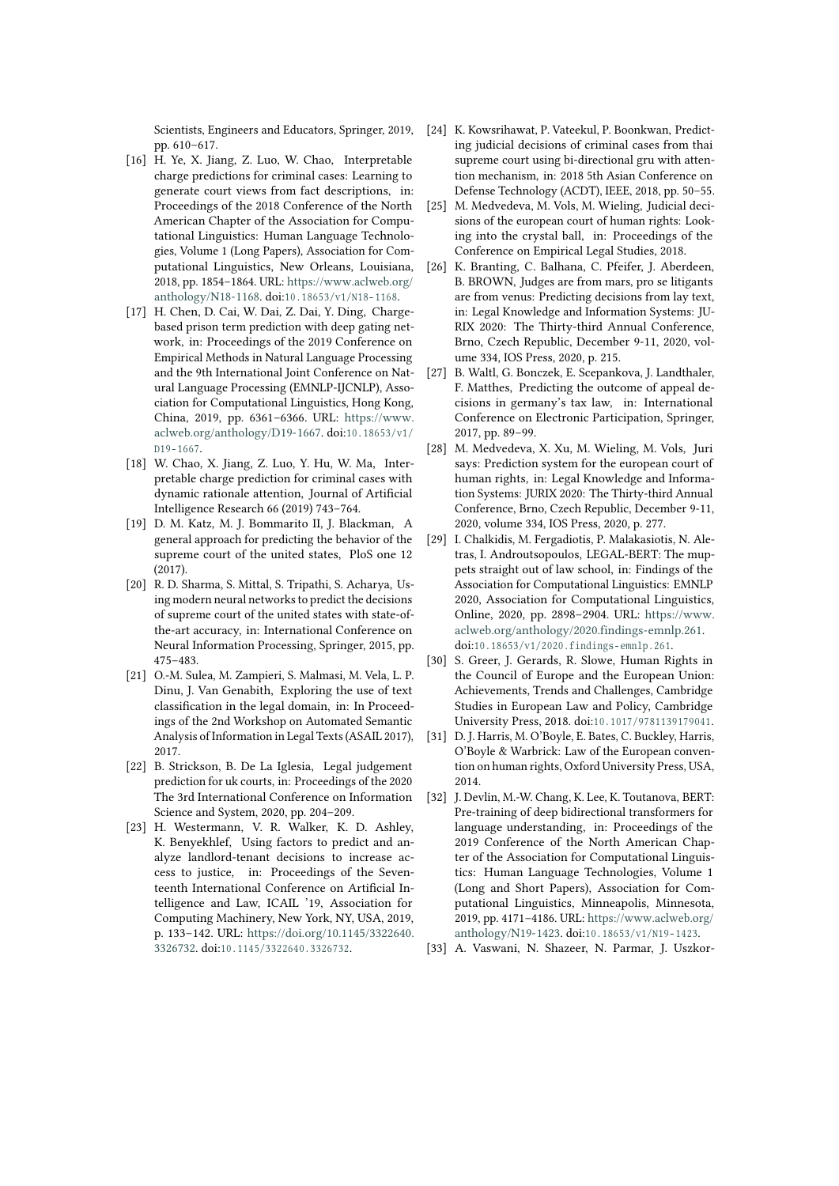Scientists, Engineers and Educators, Springer, 2019, pp. 610–617.

[16] H. Ye, X. Jiang, Z. Luo, W. Chao, Interpretable charge predictions for criminal cases: Learning to generate court views from fact descriptions, in: Proceedings of the 2018 Conference of the North American Chapter of the Association for Computational Linguistics: Human Language Technologies, Volume 1 (Long Papers), Association for Computational Linguistics, New Orleans, Louisiana, 2018, pp. 1854–1864. URL: https://www.aclweb.org/anthology/N18-1168. doi:10.18653/v1/N18-1168.

[17] H. Chen, D. Cai, W. Dai, Z. Dai, Y. Ding, Charge-based prison term prediction with deep gating network, in: Proceedings of the 2019 Conference on Empirical Methods in Natural Language Processing and the 9th International Joint Conference on Natural Language Processing (EMNLP-IJCNLP), Association for Computational Linguistics, Hong Kong, China, 2019, pp. 6361–6366. URL: https://www.aclweb.org/anthology/D19-1667. doi:10.18653/v1/D19-1667.

[18] W. Chao, X. Jiang, Z. Luo, Y. Hu, W. Ma, Interpretable charge prediction for criminal cases with dynamic rationale attention, Journal of Artificial Intelligence Research 66 (2019) 743–764.

[19] D. M. Katz, M. J. Bommarito II, J. Blackman, A general approach for predicting the behavior of the supreme court of the united states, PloS one 12 (2017).

[20] R. D. Sharma, S. Mittal, S. Tripathi, S. Acharya, Using modern neural networks to predict the decisions of supreme court of the united states with state-of-the-art accuracy, in: International Conference on Neural Information Processing, Springer, 2015, pp. 475–483.

[21] O.-M. Sulea, M. Zampieri, S. Malmasi, M. Vela, L. P. Dinu, J. Van Genabith, Exploring the use of text classification in the legal domain, in: In Proceedings of the 2nd Workshop on Automated Semantic Analysis of Information in Legal Texts (ASAIL 2017), 2017.

[22] B. Strickson, B. De La Iglesia, Legal judgement prediction for uk courts, in: Proceedings of the 2020 The 3rd International Conference on Information Science and System, 2020, pp. 204–209.

[23] H. Westermann, V. R. Walker, K. D. Ashley, K. Benyekhlef, Using factors to predict and analyze landlord-tenant decisions to increase access to justice, in: Proceedings of the Seventeenth International Conference on Artificial Intelligence and Law, ICAIL '19, Association for Computing Machinery, New York, NY, USA, 2019, p. 133–142. URL: https://doi.org/10.1145/3322640.3326732. doi:10.1145/3322640.3326732.

[24] K. Kowsrihawat, P. Vateekul, P. Boonkwan, Predicting judicial decisions of criminal cases from thai supreme court using bi-directional gru with attention mechanism, in: 2018 5th Asian Conference on Defense Technology (ACDT), IEEE, 2018, pp. 50–55.

[25] M. Medvedeva, M. Vols, M. Wieling, Judicial decisions of the european court of human rights: Looking into the crystal ball, in: Proceedings of the Conference on Empirical Legal Studies, 2018.

[26] K. Branting, C. Balhana, C. Pfeifer, J. Aberdeen, B. BROWN, Judges are from mars, pro se litigants are from venus: Predicting decisions from lay text, in: Legal Knowledge and Information Systems: JURIX 2020: The Thirty-third Annual Conference, Brno, Czech Republic, December 9-11, 2020, volume 334, IOS Press, 2020, p. 215.

[27] B. Waltl, G. Bonczek, E. Scepankova, J. Landthaler, F. Matthes, Predicting the outcome of appeal decisions in germany's tax law, in: International Conference on Electronic Participation, Springer, 2017, pp. 89–99.

[28] M. Medvedeva, X. Xu, M. Wieling, M. Vols, Juri says: Prediction system for the european court of human rights, in: Legal Knowledge and Information Systems: JURIX 2020: The Thirty-third Annual Conference, Brno, Czech Republic, December 9-11, 2020, volume 334, IOS Press, 2020, p. 277.

[29] I. Chalkidis, M. Fergadiotis, P. Malakasiotis, N. Aletras, I. Androutsopoulos, LEGAL-BERT: The muppets straight out of law school, in: Findings of the Association for Computational Linguistics: EMNLP 2020, Association for Computational Linguistics, Online, 2020, pp. 2898–2904. URL: https://www.aclweb.org/anthology/2020.findings-emnlp.261. doi:10.18653/v1/2020.findings-emnlp.261.

[30] S. Greer, J. Gerards, R. Slowe, Human Rights in the Council of Europe and the European Union: Achievements, Trends and Challenges, Cambridge Studies in European Law and Policy, Cambridge University Press, 2018. doi:10.1017/9781139179041.

[31] D. J. Harris, M. O'Boyle, E. Bates, C. Buckley, Harris, O'Boyle & Warbrick: Law of the European convention on human rights, Oxford University Press, USA, 2014.

[32] J. Devlin, M.-W. Chang, K. Lee, K. Toutanova, BERT: Pre-training of deep bidirectional transformers for language understanding, in: Proceedings of the 2019 Conference of the North American Chapter of the Association for Computational Linguistics: Human Language Technologies, Volume 1 (Long and Short Papers), Association for Computational Linguistics, Minneapolis, Minnesota, 2019, pp. 4171–4186. URL: https://www.aclweb.org/anthology/N19-1423. doi:10.18653/v1/N19-1423.

[33] A. Vaswani, N. Shazeer, N. Parmar, J. Uszkor-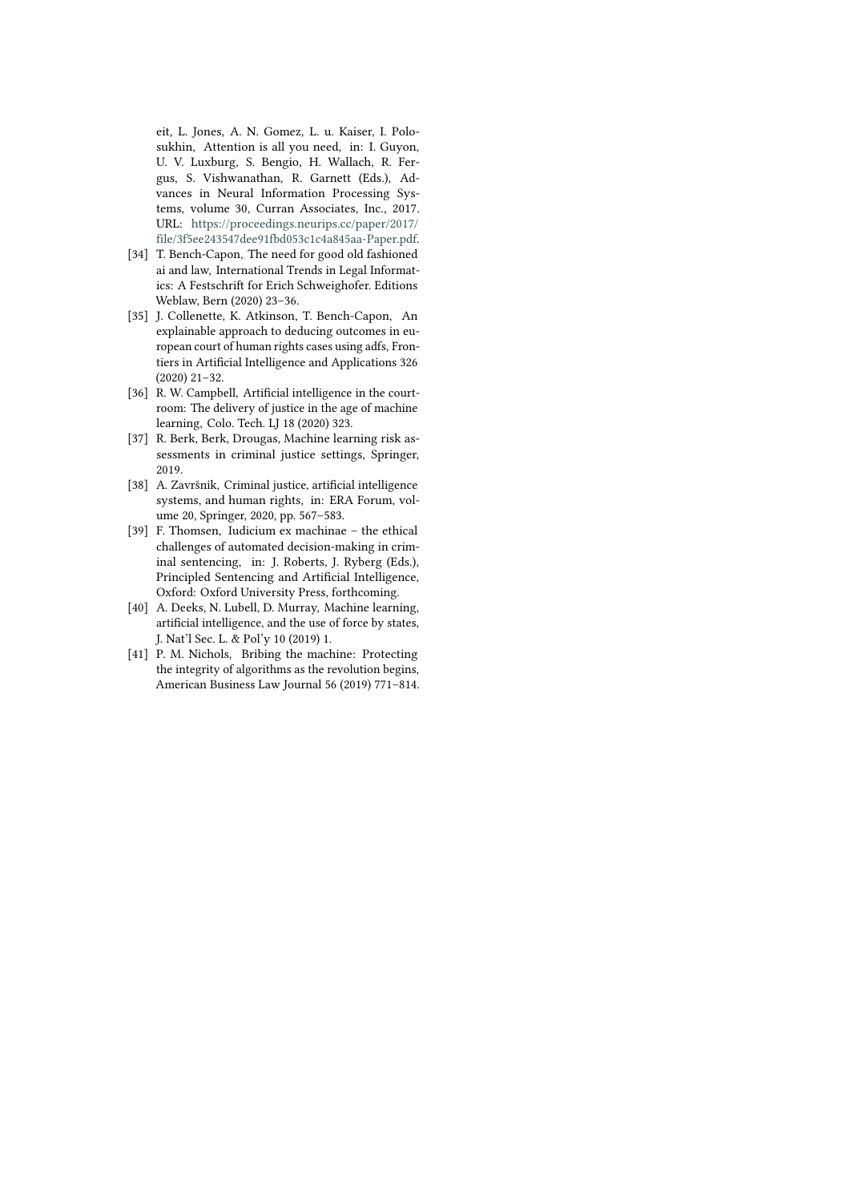eit, L. Jones, A. N. Gomez, L. u. Kaiser, I. Polosukhin, Attention is all you need, in: I. Guyon, U. V. Luxburg, S. Bengio, H. Wallach, R. Fergus, S. Vishwanathan, R. Garnett (Eds.), Advances in Neural Information Processing Systems, volume 30, Curran Associates, Inc., 2017. URL: https://proceedings.neurips.cc/paper/2017/file/3f5ee243547dee91fbd053c1c4a845aa-Paper.pdf.

[34] T. Bench-Capon, The need for good old fashioned ai and law, International Trends in Legal Informatics: A Festschrift for Erich Schweighofer. Editions Weblaw, Bern (2020) 23–36.

[35] J. Collenette, K. Atkinson, T. Bench-Capon, An explainable approach to deducing outcomes in european court of human rights cases using adfs, Frontiers in Artificial Intelligence and Applications 326 (2020) 21–32.

[36] R. W. Campbell, Artificial intelligence in the courtroom: The delivery of justice in the age of machine learning, Colo. Tech. LJ 18 (2020) 323.

[37] R. Berk, Berk, Drougas, Machine learning risk assessments in criminal justice settings, Springer, 2019.

[38] A. Završnik, Criminal justice, artificial intelligence systems, and human rights, in: ERA Forum, volume 20, Springer, 2020, pp. 567–583.

[39] F. Thomsen, Iudicium ex machinae – the ethical challenges of automated decision-making in criminal sentencing, in: J. Roberts, J. Ryberg (Eds.), Principled Sentencing and Artificial Intelligence, Oxford: Oxford University Press, forthcoming.

[40] A. Deeks, N. Lubell, D. Murray, Machine learning, artificial intelligence, and the use of force by states, J. Nat'l Sec. L. & Pol'y 10 (2019) 1.

[41] P. M. Nichols, Bribing the machine: Protecting the integrity of algorithms as the revolution begins, American Business Law Journal 56 (2019) 771–814.